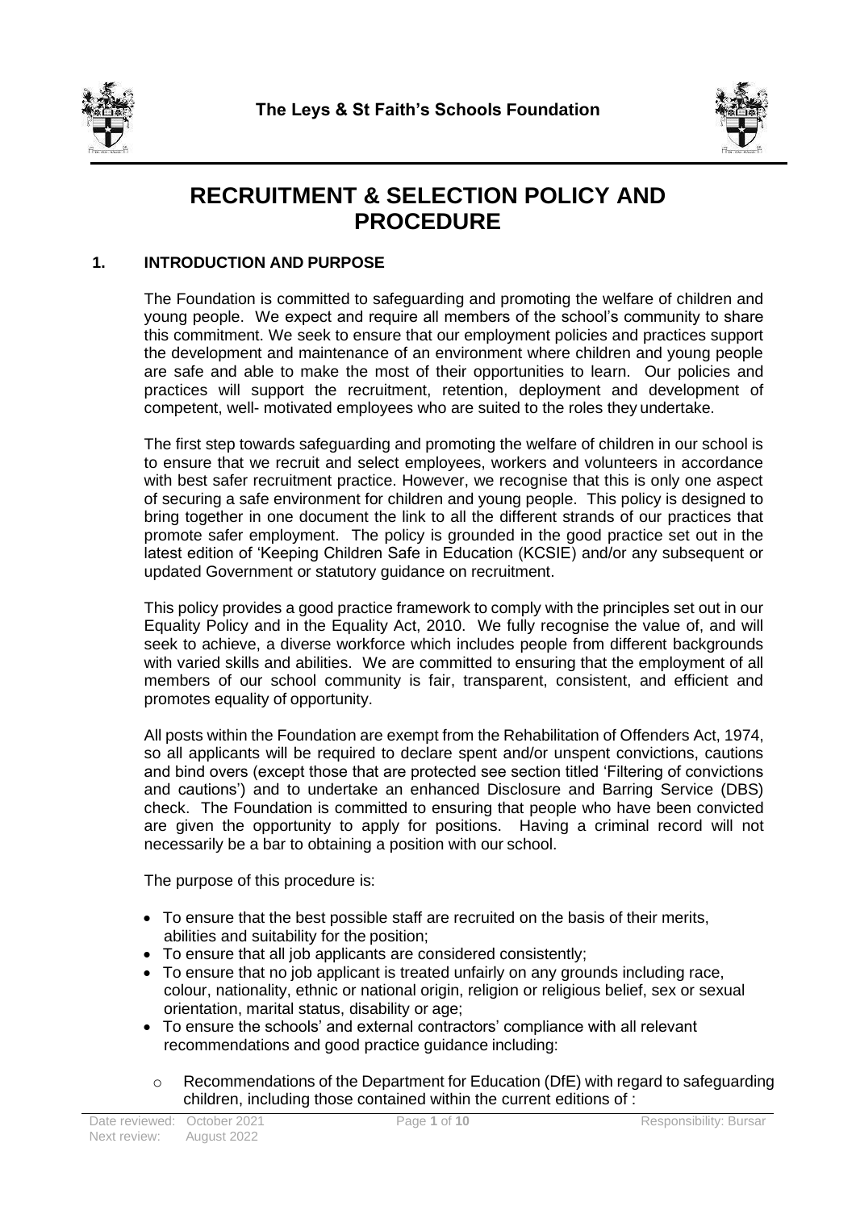**The Leys & St Faith's Schools Foundation**

# RECRUITMENT & SELECTION POLICY AND PROCEDURE

## 1. INTRODUCTION AND PURPOSE

The Foundation is committed to safeguarding and promoting the welfare of children and young people. We expect and require all members of the school's community to share this commitment. We seek to ensure that our employment policies and practices support the development and maintenance of an environment where children and young people are safe and able to make the most of their opportunities to learn. Our policies and practices will support the recruitment, retention, deployment and development of competent, well- motivated employees who are suited to the roles they undertake.

The first step towards safeguarding and promoting the welfare of children in our school is to ensure that we recruit and select employees, workers and volunteers in accordance with best safer recruitment practice. However, we recognise that this is only one aspect of securing a safe environment for children and young people. This policy is designed to bring together in one document the link to all the different strands of our practices that promote safer employment. The policy is grounded in the good practice set out in the latest edition of 'Keeping Children Safe in Education (KCSIE) and/or any subsequent or updated Government or statutory guidance on recruitment.

This policy provides a good practice framework to comply with the principles set out in our Equality Policy and in the Equality Act, 2010. We fully recognise the value of, and will seek to achieve, a diverse workforce which includes people from different backgrounds with varied skills and abilities. We are committed to ensuring that the employment of all members of our school community is fair, transparent, consistent, and efficient and promotes equality of opportunity.

All posts within the Foundation are exempt from the Rehabilitation of Offenders Act, 1974, so all applicants will be required to declare spent and/or unspent convictions, cautions and bind overs (except those that are protected see section titled 'Filtering of convictions and cautions') and to undertake an enhanced Disclosure and Barring Service (DBS) check. The Foundation is committed to ensuring that people who have been convicted are given the opportunity to apply for positions. Having a criminal record will not necessarily be a bar to obtaining a position with our school.

The purpose of this procedure is:

- To ensure that the best possible staff are recruited on the basis of their merits, abilities and suitability for the position;
- To ensure that all job applicants are considered consistently;
- To ensure that no job applicant is treated unfairly on any grounds including race, colour, nationality, ethnic or national origin, religion or religious belief, sex or sexual orientation, marital status, disability or age;
- To ensure the schools' and external contractors' compliance with all relevant recommendations and good practice guidance including:
    - Recommendations of the Department for Education (DfE) with regard to safeguarding children, including those contained within the current editions of :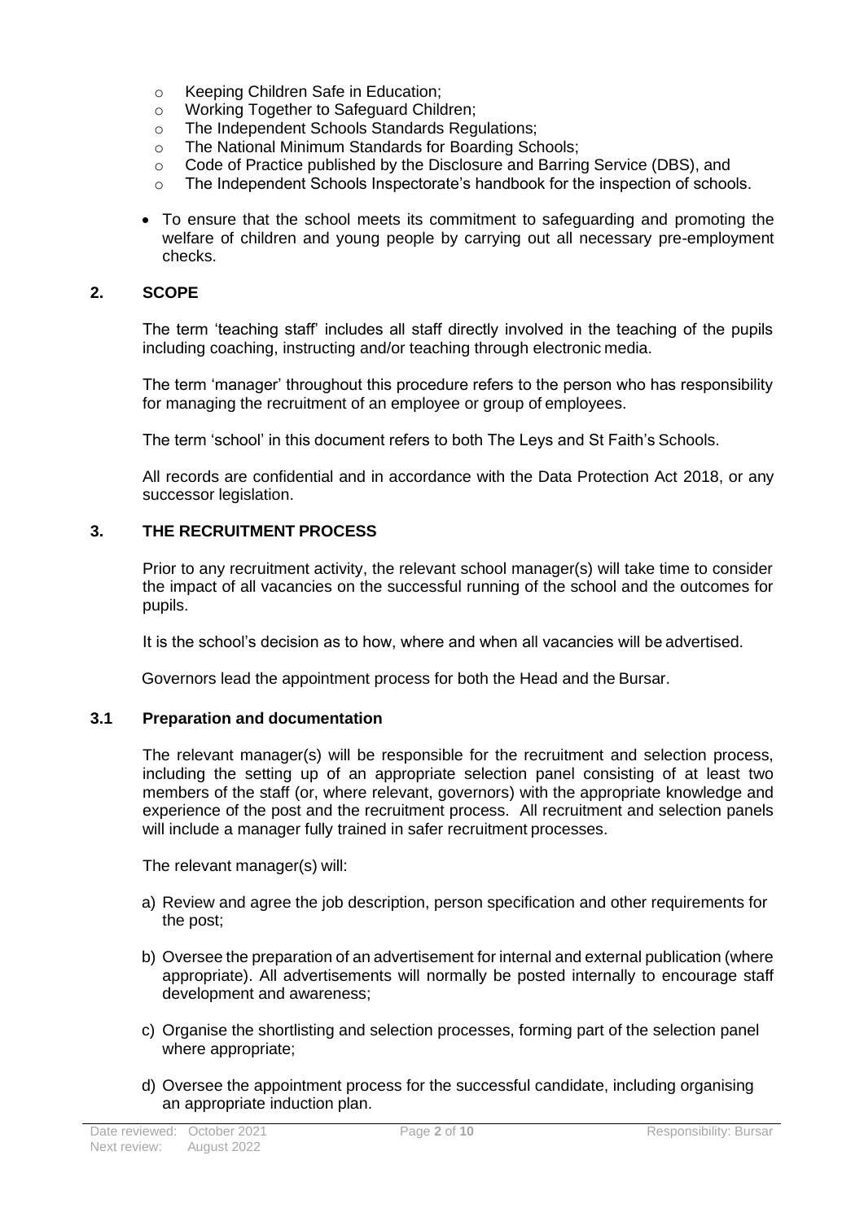- Keeping Children Safe in Education;
  - Working Together to Safeguard Children;
  - The Independent Schools Standards Regulations;
  - The National Minimum Standards for Boarding Schools;
  - Code of Practice published by the Disclosure and Barring Service (DBS), and
  - The Independent Schools Inspectorate's handbook for the inspection of schools.
- To ensure that the school meets its commitment to safeguarding and promoting the welfare of children and young people by carrying out all necessary pre-employment checks.

## 2. SCOPE

The term 'teaching staff' includes all staff directly involved in the teaching of the pupils including coaching, instructing and/or teaching through electronic media.

The term 'manager' throughout this procedure refers to the person who has responsibility for managing the recruitment of an employee or group of employees.

The term 'school' in this document refers to both The Leys and St Faith's Schools.

All records are confidential and in accordance with the Data Protection Act 2018, or any successor legislation.

## 3. THE RECRUITMENT PROCESS

Prior to any recruitment activity, the relevant school manager(s) will take time to consider the impact of all vacancies on the successful running of the school and the outcomes for pupils.

It is the school's decision as to how, where and when all vacancies will be advertised.

Governors lead the appointment process for both the Head and the Bursar.

### 3.1 Preparation and documentation

The relevant manager(s) will be responsible for the recruitment and selection process, including the setting up of an appropriate selection panel consisting of at least two members of the staff (or, where relevant, governors) with the appropriate knowledge and experience of the post and the recruitment process. All recruitment and selection panels will include a manager fully trained in safer recruitment processes.

The relevant manager(s) will:

a) Review and agree the job description, person specification and other requirements for the post;

b) Oversee the preparation of an advertisement for internal and external publication (where appropriate). All advertisements will normally be posted internally to encourage staff development and awareness;

c) Organise the shortlisting and selection processes, forming part of the selection panel where appropriate;

d) Oversee the appointment process for the successful candidate, including organising an appropriate induction plan.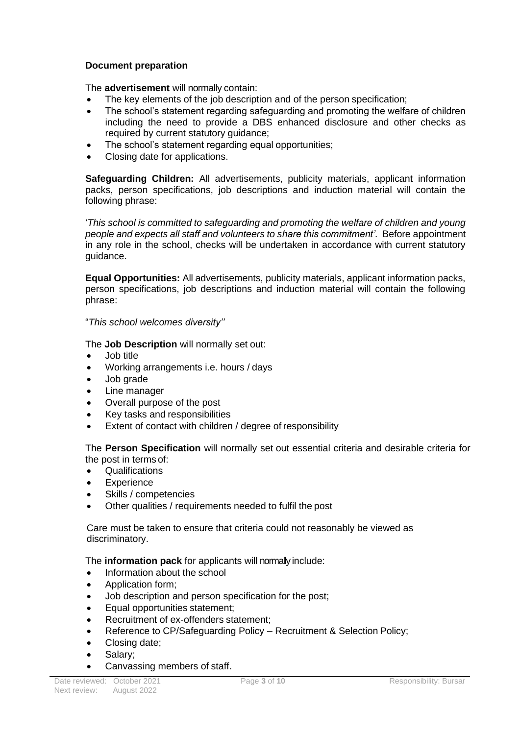**Document preparation**

The **advertisement** will normally contain:

- The key elements of the job description and of the person specification;
- The school's statement regarding safeguarding and promoting the welfare of children including the need to provide a DBS enhanced disclosure and other checks as required by current statutory guidance;
- The school's statement regarding equal opportunities;
- Closing date for applications.

**Safeguarding Children:** All advertisements, publicity materials, applicant information packs, person specifications, job descriptions and induction material will contain the following phrase:

'*This school is committed to safeguarding and promoting the welfare of children and young people and expects all staff and volunteers to share this commitment'.* Before appointment in any role in the school, checks will be undertaken in accordance with current statutory guidance.

**Equal Opportunities:** All advertisements, publicity materials, applicant information packs, person specifications, job descriptions and induction material will contain the following phrase:

"*This school welcomes diversity''*

The **Job Description** will normally set out:

- Job title
- Working arrangements i.e. hours / days
- Job grade
- Line manager
- Overall purpose of the post
- Key tasks and responsibilities
- Extent of contact with children / degree of responsibility

The **Person Specification** will normally set out essential criteria and desirable criteria for the post in terms of:

- Qualifications
- Experience
- Skills / competencies
- Other qualities / requirements needed to fulfil the post

Care must be taken to ensure that criteria could not reasonably be viewed as discriminatory.

The **information pack** for applicants will normally include:

- Information about the school
- Application form;
- Job description and person specification for the post;
- Equal opportunities statement;
- Recruitment of ex-offenders statement;
- Reference to CP/Safeguarding Policy – Recruitment & Selection Policy;
- Closing date;
- Salary;
- Canvassing members of staff.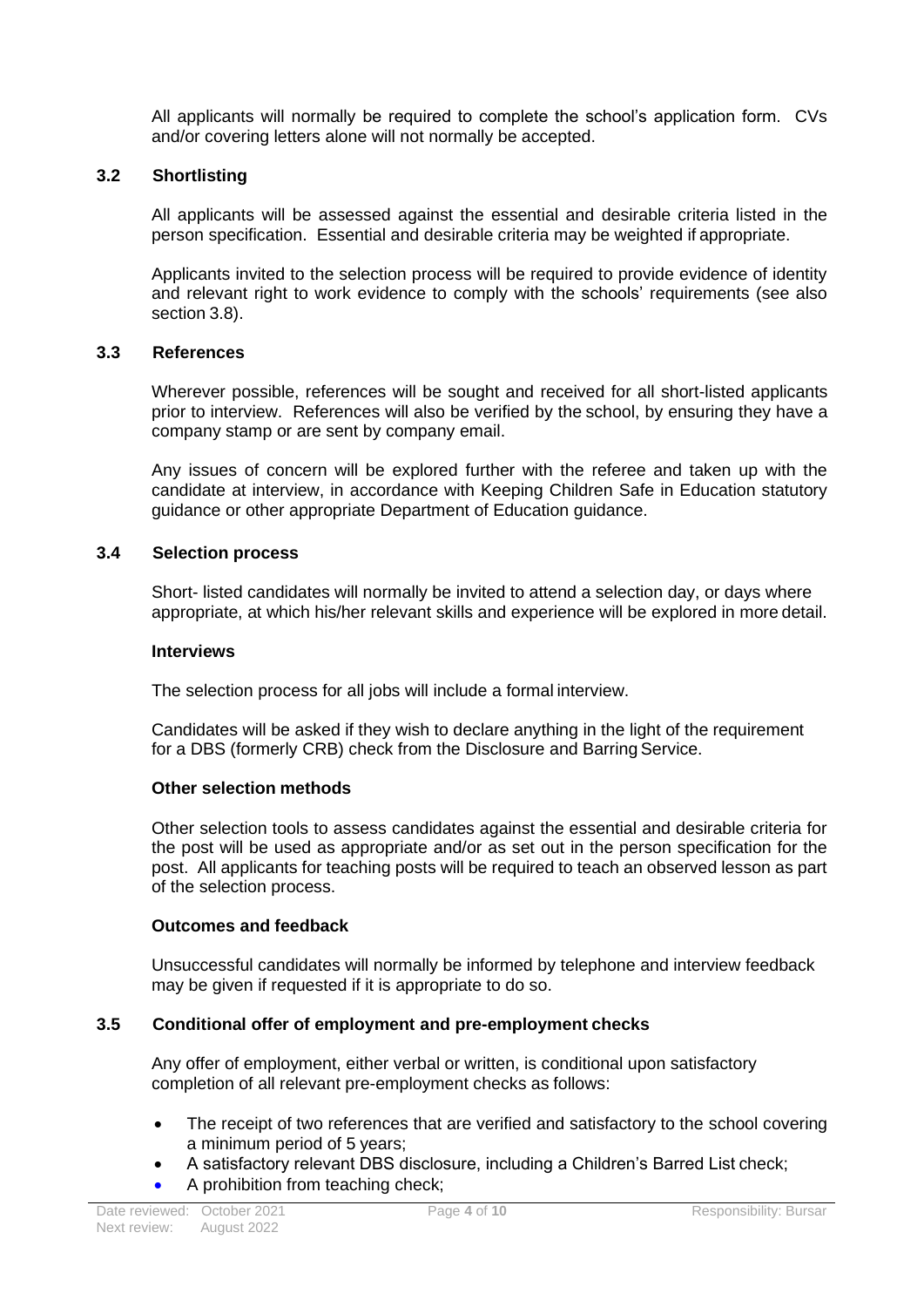All applicants will normally be required to complete the school's application form. CVs and/or covering letters alone will not normally be accepted.

### 3.2 Shortlisting

All applicants will be assessed against the essential and desirable criteria listed in the person specification. Essential and desirable criteria may be weighted if appropriate.

Applicants invited to the selection process will be required to provide evidence of identity and relevant right to work evidence to comply with the schools' requirements (see also section 3.8).

### 3.3 References

Wherever possible, references will be sought and received for all short-listed applicants prior to interview. References will also be verified by the school, by ensuring they have a company stamp or are sent by company email.

Any issues of concern will be explored further with the referee and taken up with the candidate at interview, in accordance with Keeping Children Safe in Education statutory guidance or other appropriate Department of Education guidance.

### 3.4 Selection process

Short- listed candidates will normally be invited to attend a selection day, or days where appropriate, at which his/her relevant skills and experience will be explored in more detail.

**Interviews**

The selection process for all jobs will include a formal interview.

Candidates will be asked if they wish to declare anything in the light of the requirement for a DBS (formerly CRB) check from the Disclosure and Barring Service.

**Other selection methods**

Other selection tools to assess candidates against the essential and desirable criteria for the post will be used as appropriate and/or as set out in the person specification for the post. All applicants for teaching posts will be required to teach an observed lesson as part of the selection process.

**Outcomes and feedback**

Unsuccessful candidates will normally be informed by telephone and interview feedback may be given if requested if it is appropriate to do so.

### 3.5 Conditional offer of employment and pre-employment checks

Any offer of employment, either verbal or written, is conditional upon satisfactory completion of all relevant pre-employment checks as follows:

- The receipt of two references that are verified and satisfactory to the school covering a minimum period of 5 years;
- A satisfactory relevant DBS disclosure, including a Children's Barred List check;
- A prohibition from teaching check;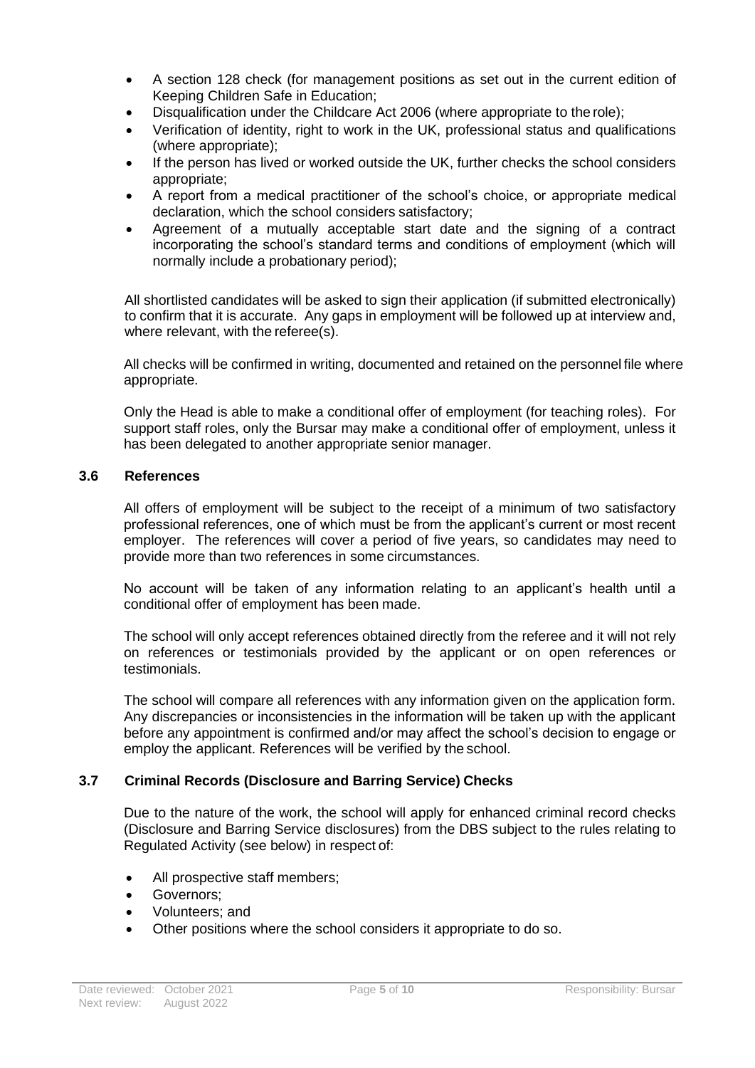- A section 128 check (for management positions as set out in the current edition of Keeping Children Safe in Education;
- Disqualification under the Childcare Act 2006 (where appropriate to the role);
- Verification of identity, right to work in the UK, professional status and qualifications (where appropriate);
- If the person has lived or worked outside the UK, further checks the school considers appropriate;
- A report from a medical practitioner of the school's choice, or appropriate medical declaration, which the school considers satisfactory;
- Agreement of a mutually acceptable start date and the signing of a contract incorporating the school's standard terms and conditions of employment (which will normally include a probationary period);

All shortlisted candidates will be asked to sign their application (if submitted electronically) to confirm that it is accurate. Any gaps in employment will be followed up at interview and, where relevant, with the referee(s).

All checks will be confirmed in writing, documented and retained on the personnel file where appropriate.

Only the Head is able to make a conditional offer of employment (for teaching roles). For support staff roles, only the Bursar may make a conditional offer of employment, unless it has been delegated to another appropriate senior manager.

### 3.6 References

All offers of employment will be subject to the receipt of a minimum of two satisfactory professional references, one of which must be from the applicant's current or most recent employer. The references will cover a period of five years, so candidates may need to provide more than two references in some circumstances.

No account will be taken of any information relating to an applicant's health until a conditional offer of employment has been made.

The school will only accept references obtained directly from the referee and it will not rely on references or testimonials provided by the applicant or on open references or testimonials.

The school will compare all references with any information given on the application form. Any discrepancies or inconsistencies in the information will be taken up with the applicant before any appointment is confirmed and/or may affect the school's decision to engage or employ the applicant. References will be verified by the school.

### 3.7 Criminal Records (Disclosure and Barring Service) Checks

Due to the nature of the work, the school will apply for enhanced criminal record checks (Disclosure and Barring Service disclosures) from the DBS subject to the rules relating to Regulated Activity (see below) in respect of:

- All prospective staff members;
- Governors;
- Volunteers; and
- Other positions where the school considers it appropriate to do so.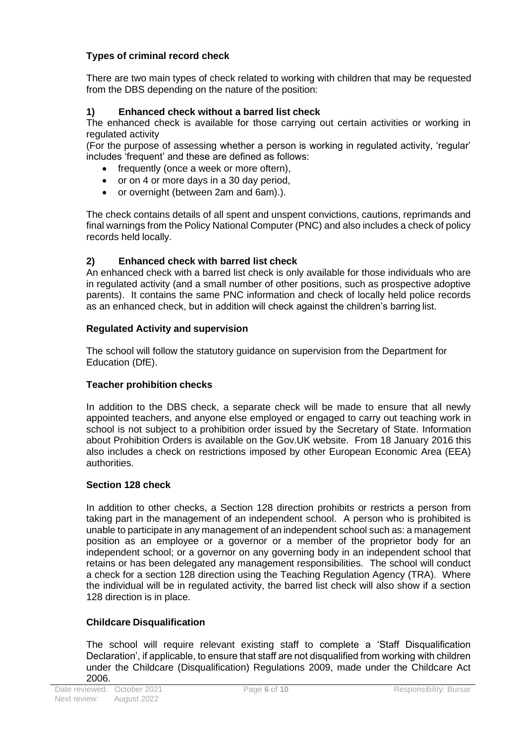## Types of criminal record check

There are two main types of check related to working with children that may be requested from the DBS depending on the nature of the position:

### 1) Enhanced check without a barred list check

The enhanced check is available for those carrying out certain activities or working in regulated activity

(For the purpose of assessing whether a person is working in regulated activity, 'regular' includes 'frequent' and these are defined as follows:

- frequently (once a week or more oftern),
- or on 4 or more days in a 30 day period,
- or overnight (between 2am and 6am).).

The check contains details of all spent and unspent convictions, cautions, reprimands and final warnings from the Policy National Computer (PNC) and also includes a check of policy records held locally.

### 2) Enhanced check with barred list check

An enhanced check with a barred list check is only available for those individuals who are in regulated activity (and a small number of other positions, such as prospective adoptive parents). It contains the same PNC information and check of locally held police records as an enhanced check, but in addition will check against the children's barring list.

## Regulated Activity and supervision

The school will follow the statutory guidance on supervision from the Department for Education (DfE).

## Teacher prohibition checks

In addition to the DBS check, a separate check will be made to ensure that all newly appointed teachers, and anyone else employed or engaged to carry out teaching work in school is not subject to a prohibition order issued by the Secretary of State. Information about Prohibition Orders is available on the Gov.UK website. From 18 January 2016 this also includes a check on restrictions imposed by other European Economic Area (EEA) authorities.

## Section 128 check

In addition to other checks, a Section 128 direction prohibits or restricts a person from taking part in the management of an independent school. A person who is prohibited is unable to participate in any management of an independent school such as: a management position as an employee or a governor or a member of the proprietor body for an independent school; or a governor on any governing body in an independent school that retains or has been delegated any management responsibilities. The school will conduct a check for a section 128 direction using the Teaching Regulation Agency (TRA). Where the individual will be in regulated activity, the barred list check will also show if a section 128 direction is in place.

## Childcare Disqualification

The school will require relevant existing staff to complete a 'Staff Disqualification Declaration', if applicable, to ensure that staff are not disqualified from working with children under the Childcare (Disqualification) Regulations 2009, made under the Childcare Act 2006.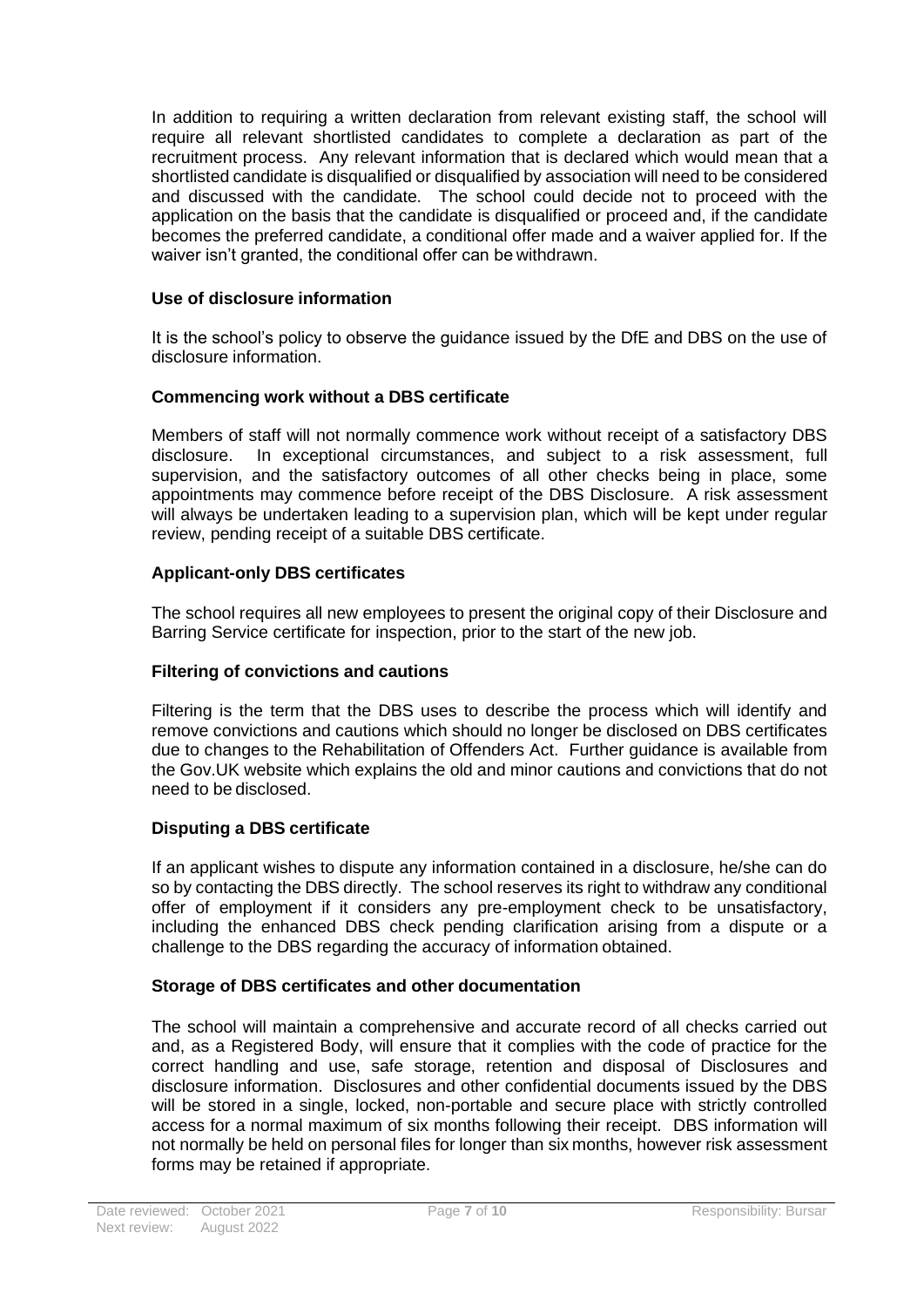In addition to requiring a written declaration from relevant existing staff, the school will require all relevant shortlisted candidates to complete a declaration as part of the recruitment process. Any relevant information that is declared which would mean that a shortlisted candidate is disqualified or disqualified by association will need to be considered and discussed with the candidate. The school could decide not to proceed with the application on the basis that the candidate is disqualified or proceed and, if the candidate becomes the preferred candidate, a conditional offer made and a waiver applied for. If the waiver isn't granted, the conditional offer can be withdrawn.

**Use of disclosure information**

It is the school's policy to observe the guidance issued by the DfE and DBS on the use of disclosure information.

**Commencing work without a DBS certificate**

Members of staff will not normally commence work without receipt of a satisfactory DBS disclosure. In exceptional circumstances, and subject to a risk assessment, full supervision, and the satisfactory outcomes of all other checks being in place, some appointments may commence before receipt of the DBS Disclosure. A risk assessment will always be undertaken leading to a supervision plan, which will be kept under regular review, pending receipt of a suitable DBS certificate.

**Applicant-only DBS certificates**

The school requires all new employees to present the original copy of their Disclosure and Barring Service certificate for inspection, prior to the start of the new job.

**Filtering of convictions and cautions**

Filtering is the term that the DBS uses to describe the process which will identify and remove convictions and cautions which should no longer be disclosed on DBS certificates due to changes to the Rehabilitation of Offenders Act. Further guidance is available from the Gov.UK website which explains the old and minor cautions and convictions that do not need to be disclosed.

**Disputing a DBS certificate**

If an applicant wishes to dispute any information contained in a disclosure, he/she can do so by contacting the DBS directly. The school reserves its right to withdraw any conditional offer of employment if it considers any pre-employment check to be unsatisfactory, including the enhanced DBS check pending clarification arising from a dispute or a challenge to the DBS regarding the accuracy of information obtained.

**Storage of DBS certificates and other documentation**

The school will maintain a comprehensive and accurate record of all checks carried out and, as a Registered Body, will ensure that it complies with the code of practice for the correct handling and use, safe storage, retention and disposal of Disclosures and disclosure information. Disclosures and other confidential documents issued by the DBS will be stored in a single, locked, non-portable and secure place with strictly controlled access for a normal maximum of six months following their receipt. DBS information will not normally be held on personal files for longer than six months, however risk assessment forms may be retained if appropriate.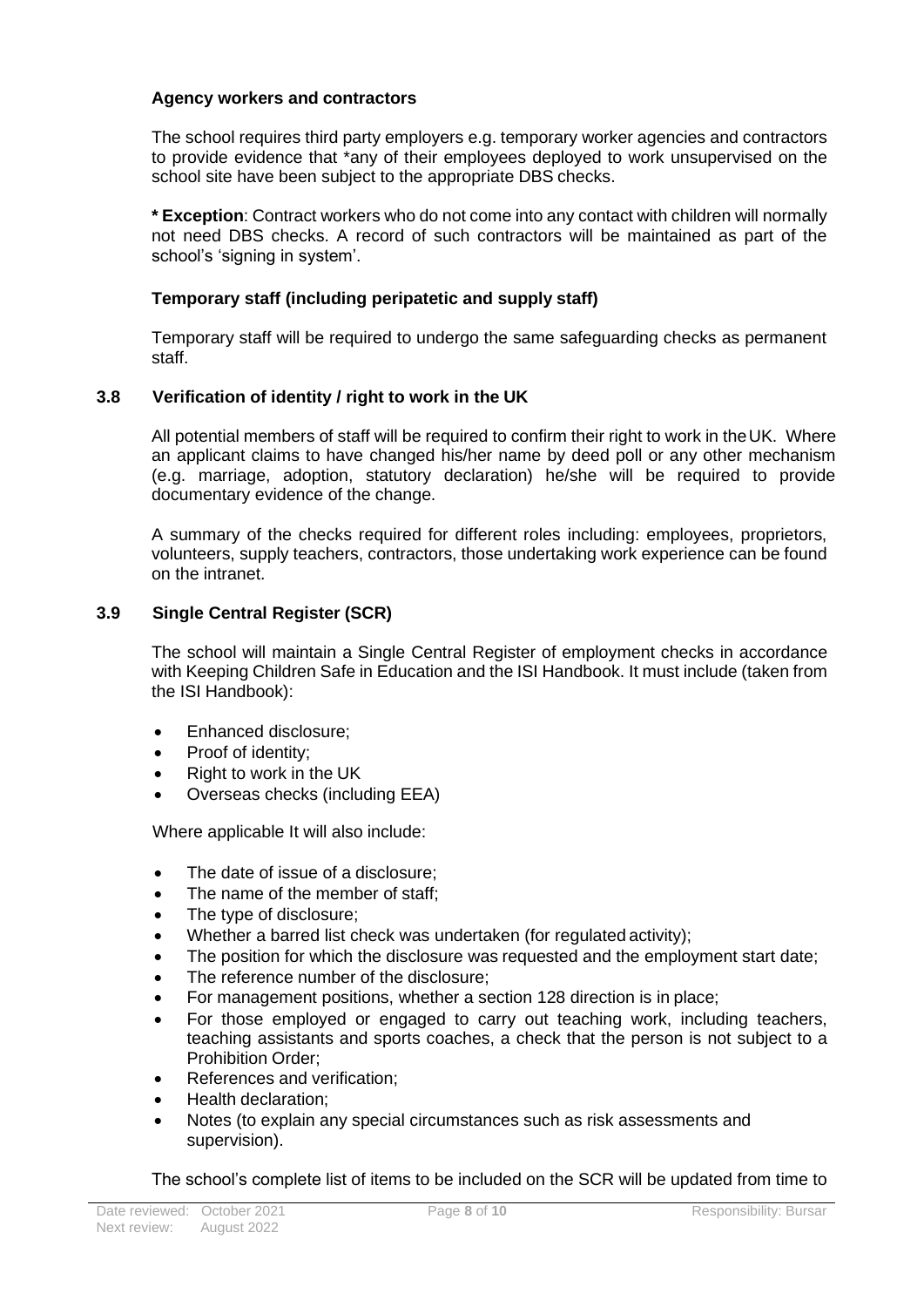**Agency workers and contractors**

The school requires third party employers e.g. temporary worker agencies and contractors to provide evidence that *any of their employees deployed to work unsupervised on the school site have been subject to the appropriate DBS checks.

*** Exception**: Contract workers who do not come into any contact with children will normally not need DBS checks. A record of such contractors will be maintained as part of the school's 'signing in system'.

**Temporary staff (including peripatetic and supply staff)**

Temporary staff will be required to undergo the same safeguarding checks as permanent staff.

### 3.8 Verification of identity / right to work in the UK

All potential members of staff will be required to confirm their right to work in the UK. Where an applicant claims to have changed his/her name by deed poll or any other mechanism (e.g. marriage, adoption, statutory declaration) he/she will be required to provide documentary evidence of the change.

A summary of the checks required for different roles including: employees, proprietors, volunteers, supply teachers, contractors, those undertaking work experience can be found on the intranet.

### 3.9 Single Central Register (SCR)

The school will maintain a Single Central Register of employment checks in accordance with Keeping Children Safe in Education and the ISI Handbook. It must include (taken from the ISI Handbook):

- Enhanced disclosure;
- Proof of identity;
- Right to work in the UK
- Overseas checks (including EEA)

Where applicable It will also include:

- The date of issue of a disclosure;
- The name of the member of staff;
- The type of disclosure;
- Whether a barred list check was undertaken (for regulated activity);
- The position for which the disclosure was requested and the employment start date;
- The reference number of the disclosure;
- For management positions, whether a section 128 direction is in place;
- For those employed or engaged to carry out teaching work, including teachers, teaching assistants and sports coaches, a check that the person is not subject to a Prohibition Order;
- References and verification;
- Health declaration;
- Notes (to explain any special circumstances such as risk assessments and supervision).

The school's complete list of items to be included on the SCR will be updated from time to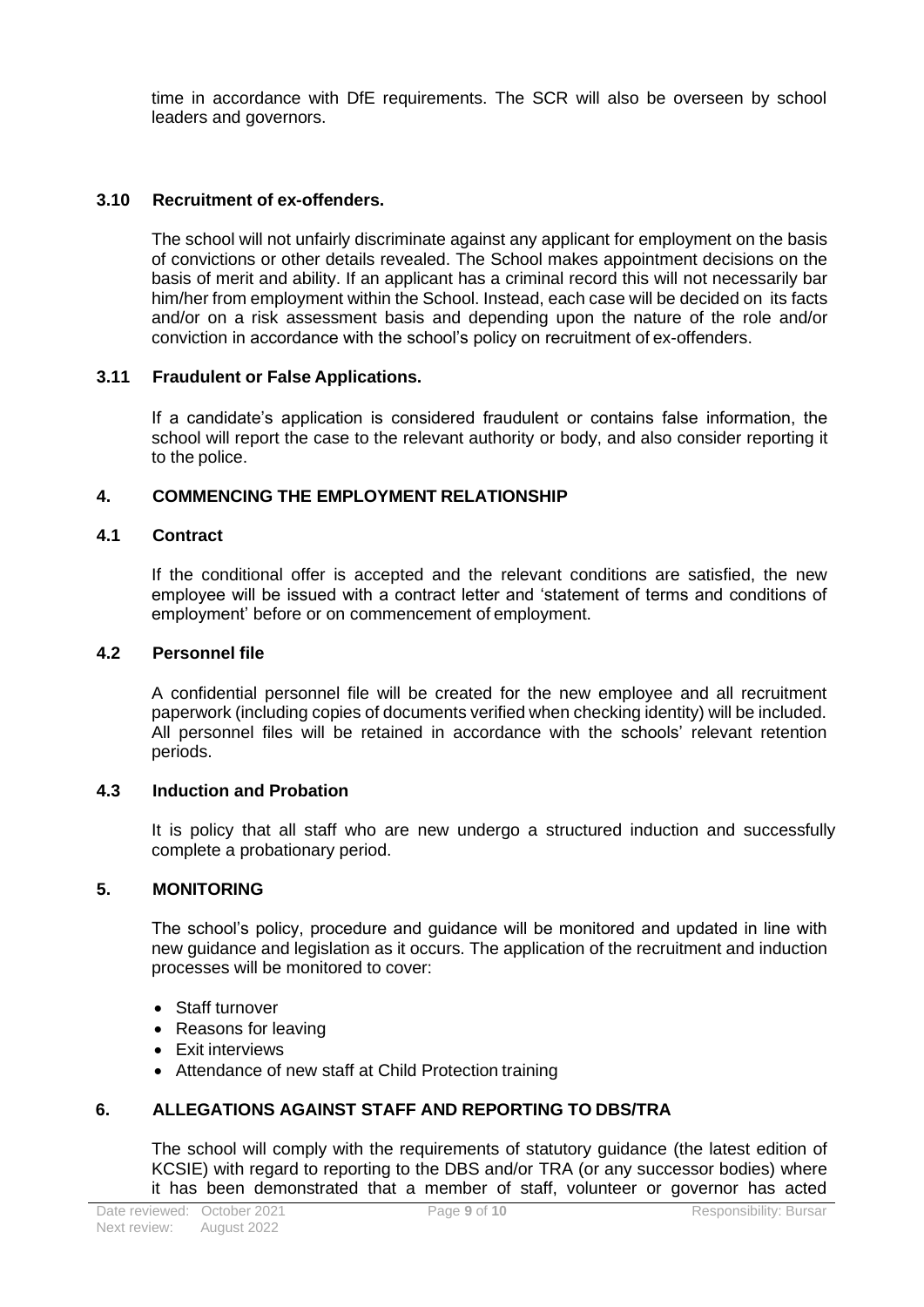time in accordance with DfE requirements. The SCR will also be overseen by school leaders and governors.

### 3.10 Recruitment of ex-offenders.

The school will not unfairly discriminate against any applicant for employment on the basis of convictions or other details revealed. The School makes appointment decisions on the basis of merit and ability. If an applicant has a criminal record this will not necessarily bar him/her from employment within the School. Instead, each case will be decided on its facts and/or on a risk assessment basis and depending upon the nature of the role and/or conviction in accordance with the school's policy on recruitment of ex-offenders.

### 3.11 Fraudulent or False Applications.

If a candidate's application is considered fraudulent or contains false information, the school will report the case to the relevant authority or body, and also consider reporting it to the police.

## 4. COMMENCING THE EMPLOYMENT RELATIONSHIP

### 4.1 Contract

If the conditional offer is accepted and the relevant conditions are satisfied, the new employee will be issued with a contract letter and 'statement of terms and conditions of employment' before or on commencement of employment.

### 4.2 Personnel file

A confidential personnel file will be created for the new employee and all recruitment paperwork (including copies of documents verified when checking identity) will be included. All personnel files will be retained in accordance with the schools' relevant retention periods.

### 4.3 Induction and Probation

It is policy that all staff who are new undergo a structured induction and successfully complete a probationary period.

## 5. MONITORING

The school's policy, procedure and guidance will be monitored and updated in line with new guidance and legislation as it occurs. The application of the recruitment and induction processes will be monitored to cover:

- Staff turnover
- Reasons for leaving
- Exit interviews
- Attendance of new staff at Child Protection training

## 6. ALLEGATIONS AGAINST STAFF AND REPORTING TO DBS/TRA

The school will comply with the requirements of statutory guidance (the latest edition of KCSIE) with regard to reporting to the DBS and/or TRA (or any successor bodies) where it has been demonstrated that a member of staff, volunteer or governor has acted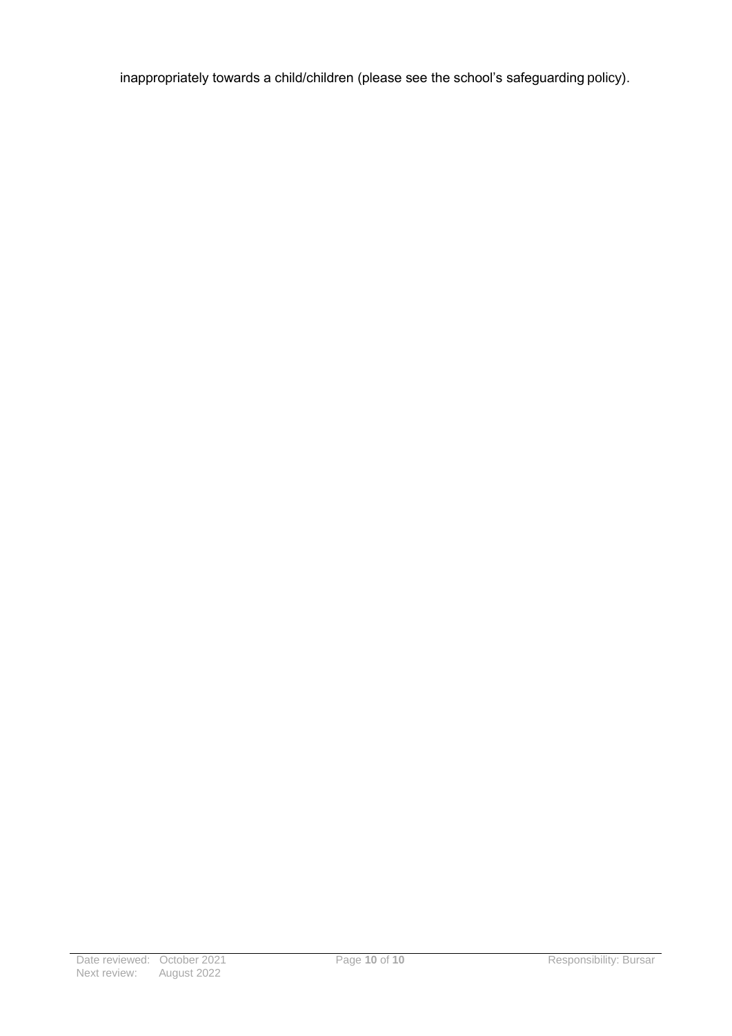inappropriately towards a child/children (please see the school's safeguarding policy).